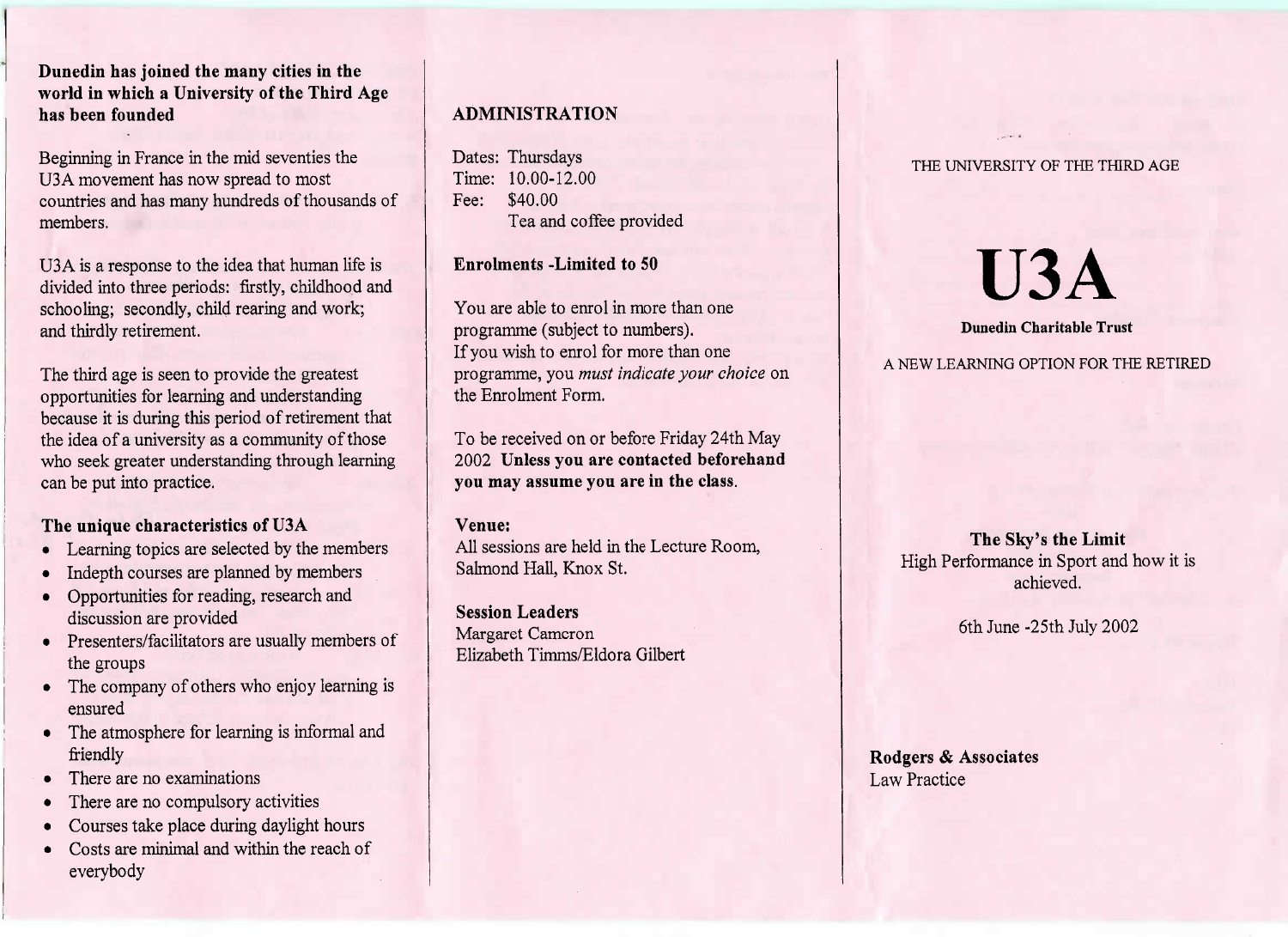**Dunedin has joined the many cities in the world in which a University of the Third Age has been founded**

Beginning in France in the mid seventies the U3A movement has now spread to most countries and has many hundreds of thousands of members.

U3A is a response to the idea that human life is divided into three periods: firstly, childhood and schooling; secondly, child rearing and work; and thirdly retirement.

The third age is seen to provide the greatest opportunities for learning and understanding because it is during this period of retirement that the idea of a university as a community of those who seek greater understanding through learning can be put into practice.

### The unique characteristics of U3A

- Learning topics are selected by the members
- Indepth courses are planned by members
- Opportunities for reading, research and discussion are provided
- Presenters/facilitators are usually members of the groups
- The company of others who enjoy learning is ensured
- The atmosphere for learning is informal and friendly
- There are no examinations
- There are no compulsory activities
- Courses take place during daylight hours
- Costs are minimal and within the reach of everybody

## ADMINISTRATION

Dates: Thursdays
Time: 10.00-12.00
Fee: $40.00
Tea and coffee provided

### Enrolments -Limited to 50

You are able to enrol in more than one programme (subject to numbers). If you wish to enrol for more than one programme, you *must indicate your choice* on the Enrolment Form.

To be received on or before Friday 24th May 2002 **Unless you are contacted beforehand you may assume you are in the class**.

**Venue:**
All sessions are held in the Lecture Room, Salmond Hall, Knox St.

**Session Leaders**
Margaret Cameron
Elizabeth Timms/Eldora Gilbert

THE UNIVERSITY OF THE THIRD AGE

# U3A

**Dunedin Charitable Trust**

A NEW LEARNING OPTION FOR THE RETIRED

**The Sky's the Limit**
High Performance in Sport and how it is achieved.

6th June -25th July 2002

**Rodgers & Associates**
Law Practice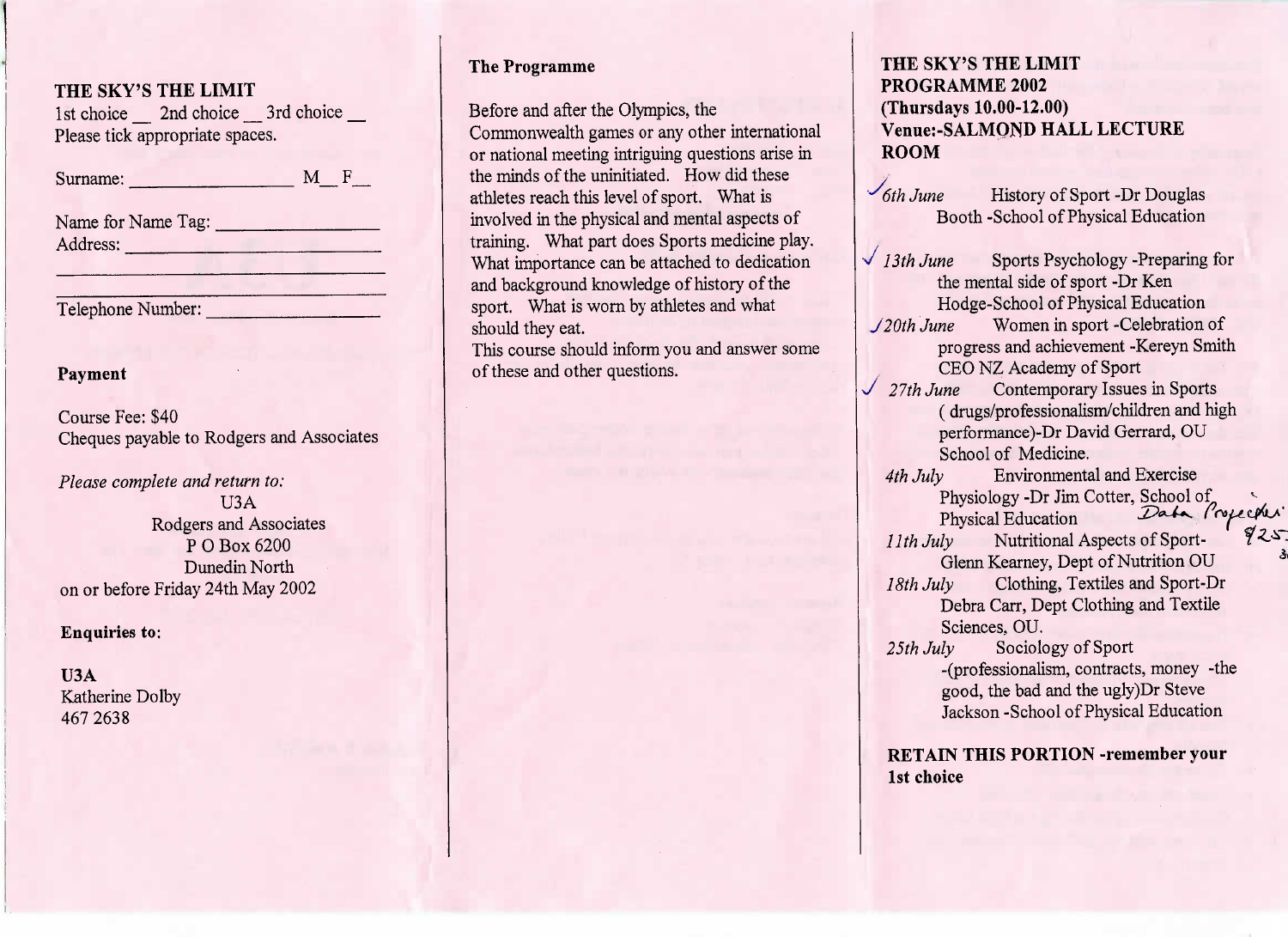## THE SKY'S THE LIMIT

1st choice __ 2nd choice __ 3rd choice __
Please tick appropriate spaces.

Surname: ________________ M__ F__

Name for Name Tag: ________________
Address: ________________________

________________________________

Telephone Number: ________________

**Payment**

Course Fee: $40
Cheques payable to Rodgers and Associates

*Please complete and return to:*
U3A
Rodgers and Associates
P O Box 6200
Dunedin North
on or before Friday 24th May 2002

**Enquiries to:**

**U3A**
Katherine Dolby
467 2638

## The Programme

Before and after the Olympics, the Commonwealth games or any other international or national meeting intriguing questions arise in the minds of the uninitiated. How did these athletes reach this level of sport. What is involved in the physical and mental aspects of training. What part does Sports medicine play. What importance can be attached to dedication and background knowledge of history of the sport. What is worn by athletes and what should they eat.
This course should inform you and answer some of these and other questions.

## THE SKY'S THE LIMIT PROGRAMME 2002 (Thursdays 10.00-12.00) Venue:-SALMOND HALL LECTURE ROOM

✓ *6th June* History of Sport -Dr Douglas Booth -School of Physical Education

✓ *13th June* Sports Psychology -Preparing for the mental side of sport -Dr Ken Hodge-School of Physical Education

✓ *20th June* Women in sport -Celebration of progress and achievement -Kereyn Smith CEO NZ Academy of Sport

✓ *27th June* Contemporary Issues in Sports ( drugs/professionalism/children and high performance)-Dr David Gerrard, OU School of Medicine.

*4th July* Environmental and Exercise Physiology -Dr Jim Cotter, School of Physical Education Data Projector $25

*11th July* Nutritional Aspects of Sport- Glenn Kearney, Dept of Nutrition OU

*18th July* Clothing, Textiles and Sport-Dr Debra Carr, Dept Clothing and Textile Sciences, OU.

*25th July* Sociology of Sport -(professionalism, contracts, money -the good, the bad and the ugly)Dr Steve Jackson -School of Physical Education

**RETAIN THIS PORTION -remember your 1st choice**